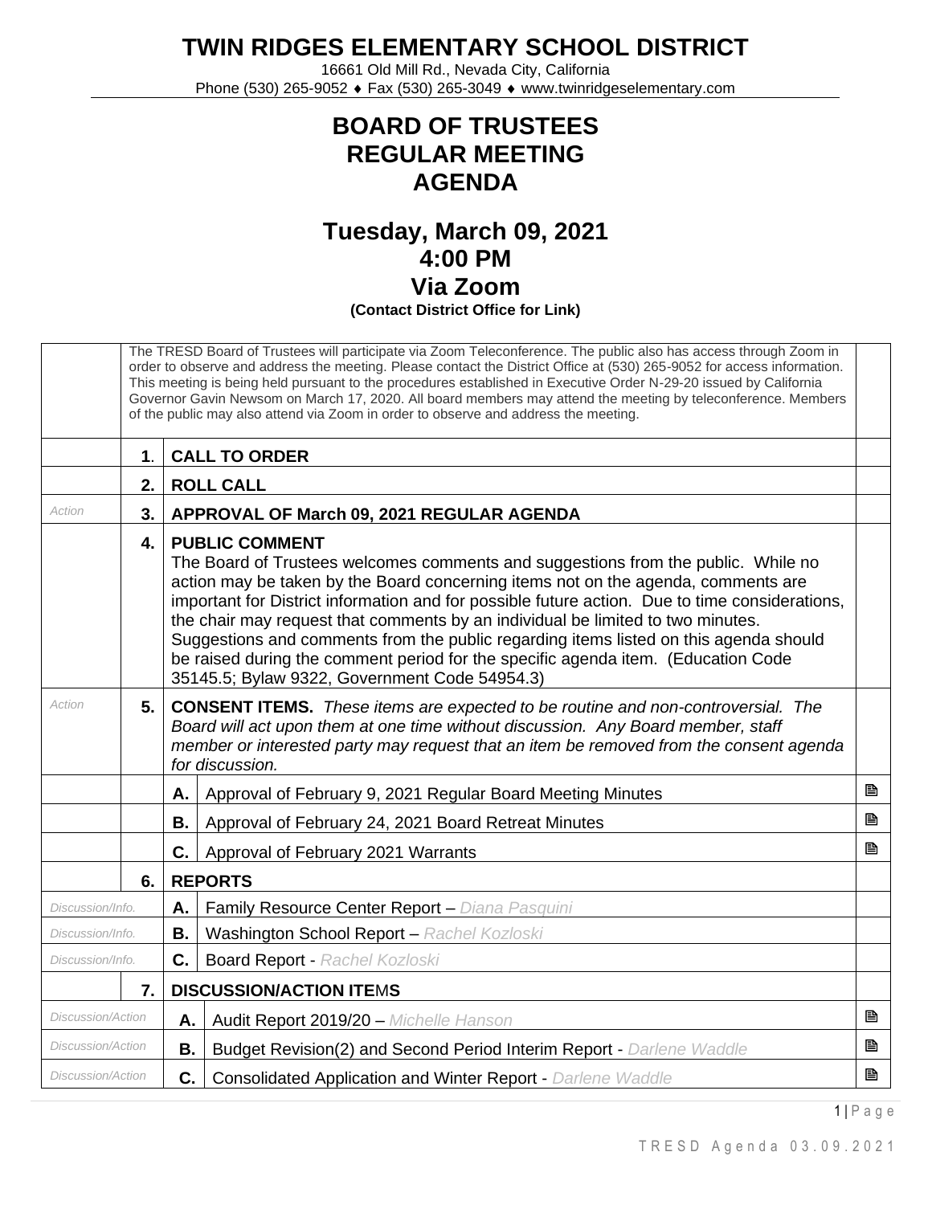# TWIN RIDGES ELEMENTARY SCHOOL DISTRICT

16661 Old Mill Rd., Nevada City, California
Phone (530) 265-9052 ♦ Fax (530) 265-3049 ♦ www.twinridgeselementary.com

# BOARD OF TRUSTEES
# REGULAR MEETING
# AGENDA

## Tuesday, March 09, 2021
## 4:00 PM
## Via Zoom
**(Contact District Office for Link)**

| | | | | |
|---|---|---|---|---|
| | The TRESD Board of Trustees will participate via Zoom Teleconference. The public also has access through Zoom in order to observe and address the meeting. Please contact the District Office at (530) 265-9052 for access information. This meeting is being held pursuant to the procedures established in Executive Order N-29-20 issued by California Governor Gavin Newsom on March 17, 2020. All board members may attend the meeting by teleconference. Members of the public may also attend via Zoom in order to observe and address the meeting. | | | |
| | **1.** | **CALL TO ORDER** | | |
| | **2.** | **ROLL CALL** | | |
| *Action* | **3.** | **APPROVAL OF March 09, 2021 REGULAR AGENDA** | | |
| | **4.** | **PUBLIC COMMENT** The Board of Trustees welcomes comments and suggestions from the public. While no action may be taken by the Board concerning items not on the agenda, comments are important for District information and for possible future action. Due to time considerations, the chair may request that comments by an individual be limited to two minutes. Suggestions and comments from the public regarding items listed on this agenda should be raised during the comment period for the specific agenda item. (Education Code 35145.5; Bylaw 9322, Government Code 54954.3) | | |
| *Action* | **5.** | **CONSENT ITEMS.** *These items are expected to be routine and non-controversial. The Board will act upon them at one time without discussion. Any Board member, staff member or interested party may request that an item be removed from the consent agenda for discussion.* | | |
| | | **A.** | Approval of February 9, 2021 Regular Board Meeting Minutes | 🖹 |
| | | **B.** | Approval of February 24, 2021 Board Retreat Minutes | 🖹 |
| | | **C.** | Approval of February 2021 Warrants | 🖹 |
| | **6.** | **REPORTS** | | |
| *Discussion/Info.* | | **A.** | Family Resource Center Report – *Diana Pasquini* | |
| *Discussion/Info.* | | **B.** | Washington School Report – *Rachel Kozloski* | |
| *Discussion/Info.* | | **C.** | Board Report - *Rachel Kozloski* | |
| | **7.** | **DISCUSSION/ACTION ITEMS** | | |
| *Discussion/Action* | | **A.** | Audit Report 2019/20 – *Michelle Hanson* | 🖹 |
| *Discussion/Action* | | **B.** | Budget Revision(2) and Second Period Interim Report - *Darlene Waddle* | 🖹 |
| *Discussion/Action* | | **C.** | Consolidated Application and Winter Report - *Darlene Waddle* | 🖹 |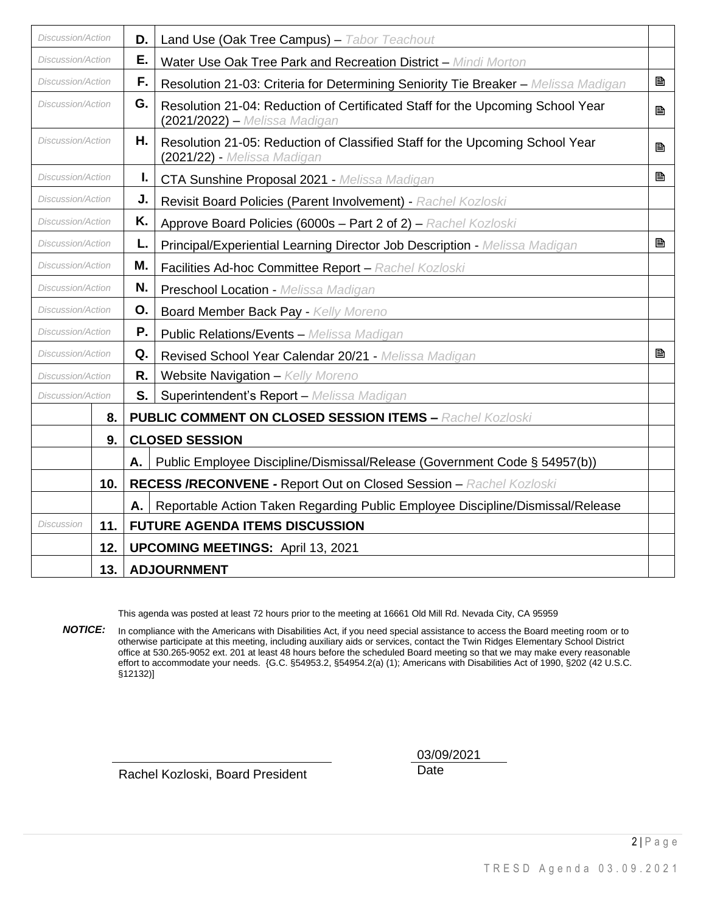| | | | | |
|---|---|---|---|---|
| *Discussion/Action* | | D. | Land Use (Oak Tree Campus) – *Tabor Teachout* | |
| *Discussion/Action* | | E. | Water Use Oak Tree Park and Recreation District – *Mindi Morton* | |
| *Discussion/Action* | | F. | Resolution 21-03: Criteria for Determining Seniority Tie Breaker – *Melissa Madigan* | 🖹 |
| *Discussion/Action* | | G. | Resolution 21-04: Reduction of Certificated Staff for the Upcoming School Year (2021/2022) – *Melissa Madigan* | 🖹 |
| *Discussion/Action* | | H. | Resolution 21-05: Reduction of Classified Staff for the Upcoming School Year (2021/22) - *Melissa Madigan* | 🖹 |
| *Discussion/Action* | | I. | CTA Sunshine Proposal 2021 - *Melissa Madigan* | 🖹 |
| *Discussion/Action* | | J. | Revisit Board Policies (Parent Involvement) - *Rachel Kozloski* | |
| *Discussion/Action* | | K. | Approve Board Policies (6000s – Part 2 of 2) – *Rachel Kozloski* | |
| *Discussion/Action* | | L. | Principal/Experiential Learning Director Job Description - *Melissa Madigan* | 🖹 |
| *Discussion/Action* | | M. | Facilities Ad-hoc Committee Report – *Rachel Kozloski* | |
| *Discussion/Action* | | N. | Preschool Location - *Melissa Madigan* | |
| *Discussion/Action* | | O. | Board Member Back Pay - *Kelly Moreno* | |
| *Discussion/Action* | | P. | Public Relations/Events – *Melissa Madigan* | |
| *Discussion/Action* | | Q. | Revised School Year Calendar 20/21 - *Melissa Madigan* | 🖹 |
| *Discussion/Action* | | R. | Website Navigation – *Kelly Moreno* | |
| *Discussion/Action* | | S. | Superintendent's Report – *Melissa Madigan* | |
| | **8.** | **PUBLIC COMMENT ON CLOSED SESSION ITEMS –** *Rachel Kozloski* | | |
| | **9.** | **CLOSED SESSION** | | |
| | | A. | Public Employee Discipline/Dismissal/Release (Government Code § 54957(b)) | |
| | **10.** | **RECESS /RECONVENE -** Report Out on Closed Session – *Rachel Kozloski* | | |
| | | A. | Reportable Action Taken Regarding Public Employee Discipline/Dismissal/Release | |
| *Discussion* | **11.** | **FUTURE AGENDA ITEMS DISCUSSION** | | |
| | **12.** | **UPCOMING MEETINGS:** April 13, 2021 | | |
| | **13.** | **ADJOURNMENT** | | |

This agenda was posted at least 72 hours prior to the meeting at 16661 Old Mill Rd. Nevada City, CA 95959

***NOTICE:*** In compliance with the Americans with Disabilities Act, if you need special assistance to access the Board meeting room or to otherwise participate at this meeting, including auxiliary aids or services, contact the Twin Ridges Elementary School District office at 530.265-9052 ext. 201 at least 48 hours before the scheduled Board meeting so that we may make every reasonable effort to accommodate your needs. {G.C. §54953.2, §54954.2(a) (1); Americans with Disabilities Act of 1990, §202 (42 U.S.C. §12132)]

Rachel Kozloski, Board President

03/09/2021
Date